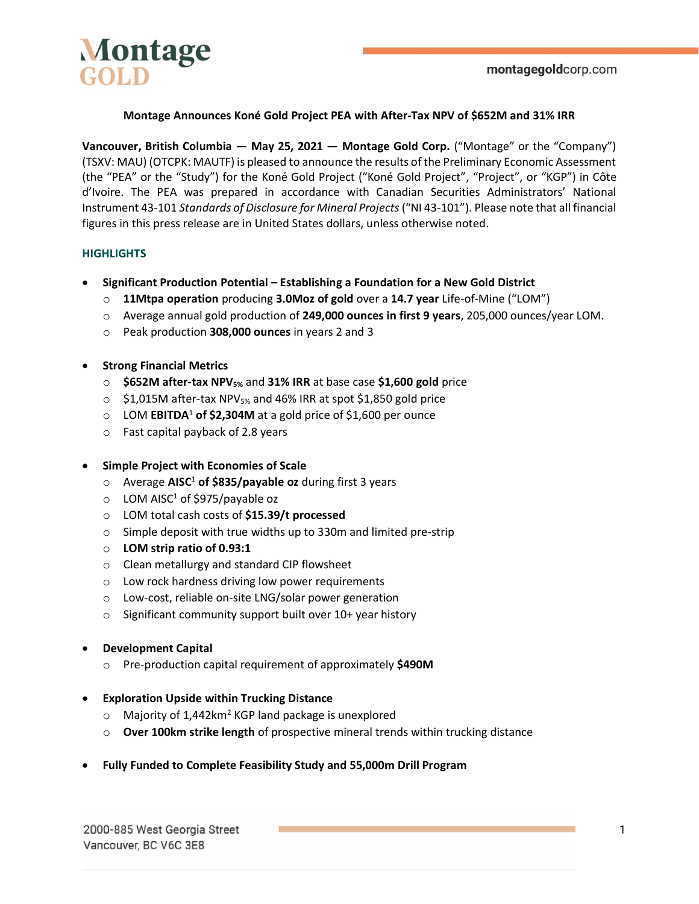**Montage Announces Koné Gold Project PEA with After-Tax NPV of $652M and 31% IRR**

**Vancouver, British Columbia — May 25, 2021 — Montage Gold Corp.** ("Montage" or the "Company") (TSXV: MAU) (OTCPK: MAUTF) is pleased to announce the results of the Preliminary Economic Assessment (the "PEA" or the "Study") for the Koné Gold Project ("Koné Gold Project", "Project", or "KGP") in Côte d'Ivoire. The PEA was prepared in accordance with Canadian Securities Administrators' National Instrument 43-101 *Standards of Disclosure for Mineral Projects* ("NI 43-101"). Please note that all financial figures in this press release are in United States dollars, unless otherwise noted.

## HIGHLIGHTS

- **Significant Production Potential – Establishing a Foundation for a New Gold District**
  - **11Mtpa operation** producing **3.0Moz of gold** over a **14.7 year** Life-of-Mine ("LOM")
  - Average annual gold production of **249,000 ounces in first 9 years**, 205,000 ounces/year LOM.
  - Peak production **308,000 ounces** in years 2 and 3

- **Strong Financial Metrics**
  - **$652M after-tax NPV$_{5\%}$** and **31% IRR** at base case **$1,600 gold** price
  - $1,015M after-tax NPV$_{5\%}$ and 46% IRR at spot $1,850 gold price
  - LOM **EBITDA**[1] **of $2,304M** at a gold price of $1,600 per ounce
  - Fast capital payback of 2.8 years

- **Simple Project with Economies of Scale**
  - Average **AISC**[1] **of $835/payable oz** during first 3 years
  - LOM AISC[1] of $975/payable oz
  - LOM total cash costs of **$15.39/t processed**
  - Simple deposit with true widths up to 330m and limited pre-strip
  - **LOM strip ratio of 0.93:1**
  - Clean metallurgy and standard CIP flowsheet
  - Low rock hardness driving low power requirements
  - Low-cost, reliable on-site LNG/solar power generation
  - Significant community support built over 10+ year history

- **Development Capital**
  - Pre-production capital requirement of approximately **$490M**

- **Exploration Upside within Trucking Distance**
  - Majority of 1,442km$^2$ KGP land package is unexplored
  - **Over 100km strike length** of prospective mineral trends within trucking distance

- **Fully Funded to Complete Feasibility Study and 55,000m Drill Program**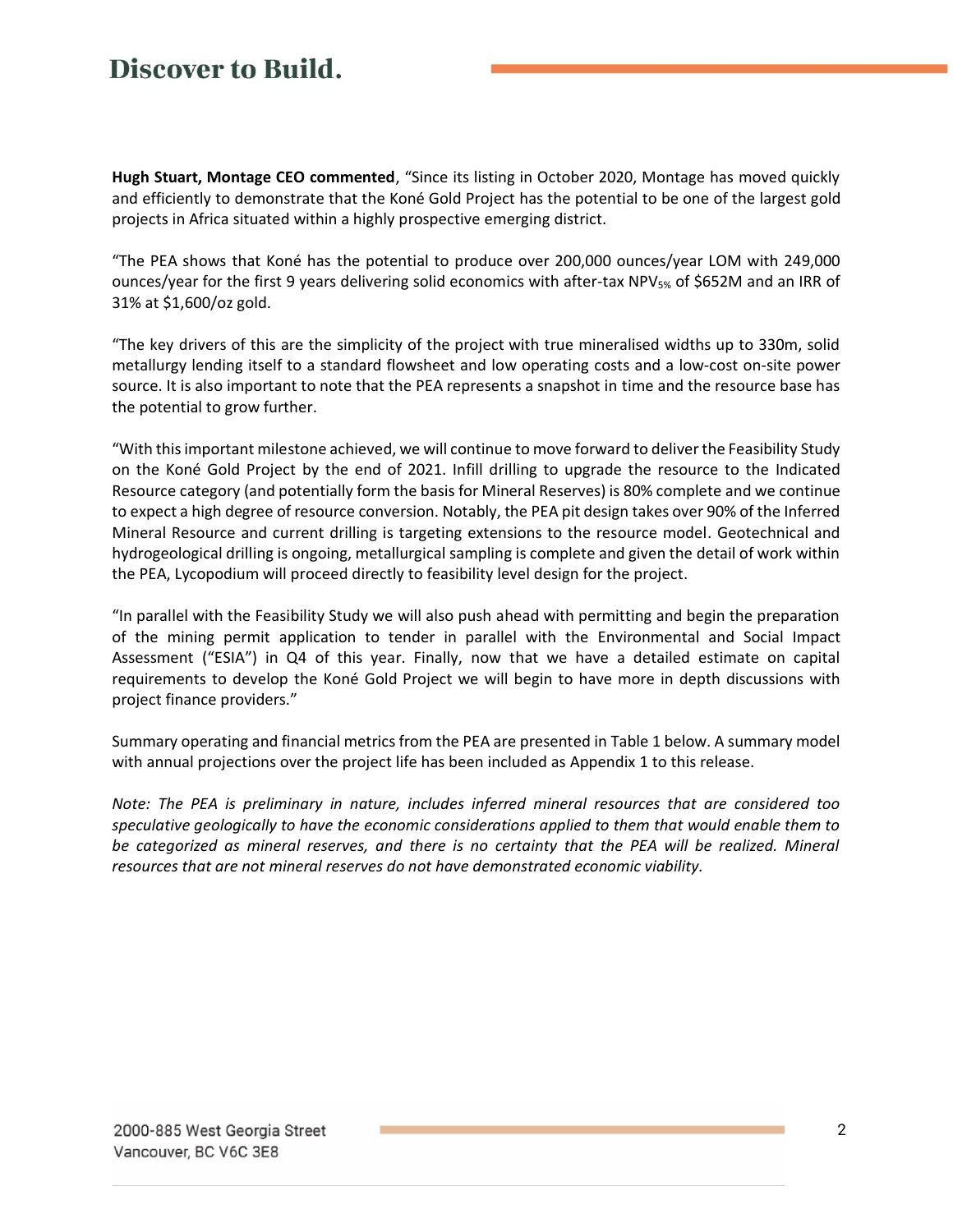**Hugh Stuart, Montage CEO commented**, "Since its listing in October 2020, Montage has moved quickly and efficiently to demonstrate that the Koné Gold Project has the potential to be one of the largest gold projects in Africa situated within a highly prospective emerging district.

"The PEA shows that Koné has the potential to produce over 200,000 ounces/year LOM with 249,000 ounces/year for the first 9 years delivering solid economics with after-tax $NPV_{5\%}$ of \$652M and an IRR of 31% at \$1,600/oz gold.

"The key drivers of this are the simplicity of the project with true mineralised widths up to 330m, solid metallurgy lending itself to a standard flowsheet and low operating costs and a low-cost on-site power source. It is also important to note that the PEA represents a snapshot in time and the resource base has the potential to grow further.

"With this important milestone achieved, we will continue to move forward to deliver the Feasibility Study on the Koné Gold Project by the end of 2021. Infill drilling to upgrade the resource to the Indicated Resource category (and potentially form the basis for Mineral Reserves) is 80% complete and we continue to expect a high degree of resource conversion. Notably, the PEA pit design takes over 90% of the Inferred Mineral Resource and current drilling is targeting extensions to the resource model. Geotechnical and hydrogeological drilling is ongoing, metallurgical sampling is complete and given the detail of work within the PEA, Lycopodium will proceed directly to feasibility level design for the project.

"In parallel with the Feasibility Study we will also push ahead with permitting and begin the preparation of the mining permit application to tender in parallel with the Environmental and Social Impact Assessment ("ESIA") in Q4 of this year. Finally, now that we have a detailed estimate on capital requirements to develop the Koné Gold Project we will begin to have more in depth discussions with project finance providers."

Summary operating and financial metrics from the PEA are presented in Table 1 below. A summary model with annual projections over the project life has been included as Appendix 1 to this release.

*Note: The PEA is preliminary in nature, includes inferred mineral resources that are considered too speculative geologically to have the economic considerations applied to them that would enable them to be categorized as mineral reserves, and there is no certainty that the PEA will be realized. Mineral resources that are not mineral reserves do not have demonstrated economic viability.*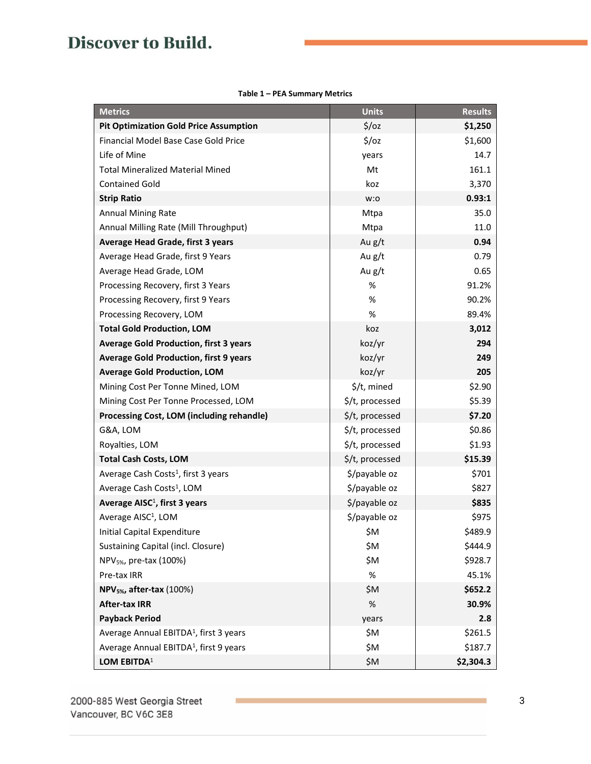**Table 1 – PEA Summary Metrics**

| Metrics | Units | Results |
|---|---|---|
| **Pit Optimization Gold Price Assumption** | $/oz | **$1,250** |
| Financial Model Base Case Gold Price | $/oz | $1,600 |
| Life of Mine | years | 14.7 |
| Total Mineralized Material Mined | Mt | 161.1 |
| Contained Gold | koz | 3,370 |
| **Strip Ratio** | w:o | **0.93:1** |
| Annual Mining Rate | Mtpa | 35.0 |
| Annual Milling Rate (Mill Throughput) | Mtpa | 11.0 |
| **Average Head Grade, first 3 years** | Au g/t | **0.94** |
| Average Head Grade, first 9 Years | Au g/t | 0.79 |
| Average Head Grade, LOM | Au g/t | 0.65 |
| Processing Recovery, first 3 Years | % | 91.2% |
| Processing Recovery, first 9 Years | % | 90.2% |
| Processing Recovery, LOM | % | 89.4% |
| **Total Gold Production, LOM** | koz | **3,012** |
| **Average Gold Production, first 3 years** | koz/yr | **294** |
| **Average Gold Production, first 9 years** | koz/yr | **249** |
| **Average Gold Production, LOM** | koz/yr | **205** |
| Mining Cost Per Tonne Mined, LOM | $/t, mined | $2.90 |
| Mining Cost Per Tonne Processed, LOM | $/t, processed | $5.39 |
| **Processing Cost, LOM (including rehandle)** | $/t, processed | **$7.20** |
| G&A, LOM | $/t, processed | $0.86 |
| Royalties, LOM | $/t, processed | $1.93 |
| **Total Cash Costs, LOM** | $/t, processed | **$15.39** |
| Average Cash Costs[1], first 3 years | $/payable oz | $701 |
| Average Cash Costs[1], LOM | $/payable oz | $827 |
| **Average AISC[1], first 3 years** | $/payable oz | **$835** |
| Average AISC[1], LOM | $/payable oz | $975 |
| Initial Capital Expenditure | $M | $489.9 |
| Sustaining Capital (incl. Closure) | $M | $444.9 |
| $NPV_{5\%}$, pre-tax (100%) | $M | $928.7 |
| Pre-tax IRR | % | 45.1% |
| **$NPV_{5\%}$, after-tax** (100%) | $M | **$652.2** |
| **After-tax IRR** | % | **30.9%** |
| **Payback Period** | years | **2.8** |
| Average Annual EBITDA[1], first 3 years | $M | $261.5 |
| Average Annual EBITDA[1], first 9 years | $M | $187.7 |
| **LOM EBITDA[1]** | $M | **$2,304.3** |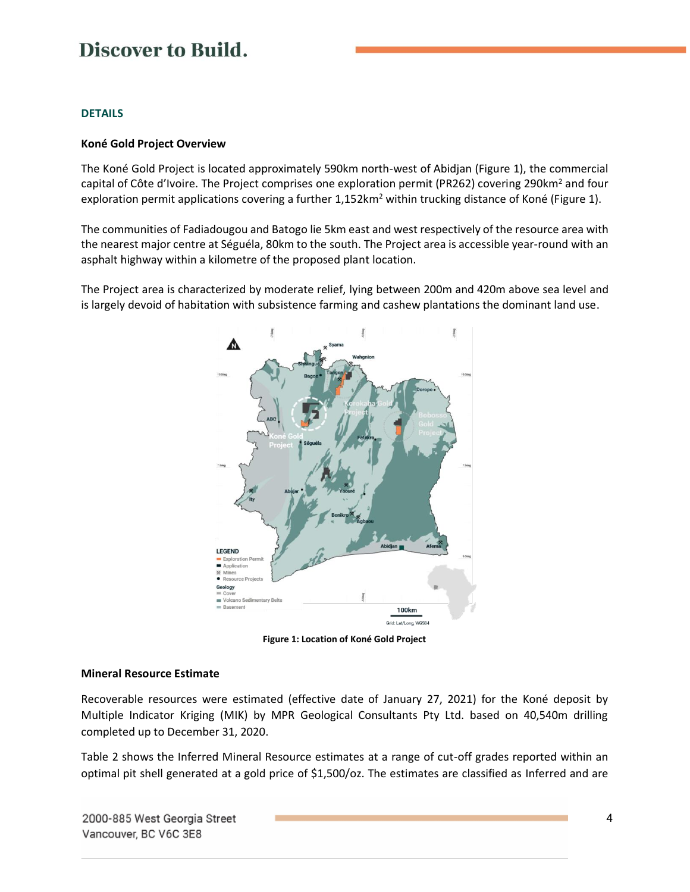## DETAILS

### Koné Gold Project Overview

The Koné Gold Project is located approximately 590km north-west of Abidjan (Figure 1), the commercial capital of Côte d'Ivoire. The Project comprises one exploration permit (PR262) covering 290km$^2$ and four exploration permit applications covering a further 1,152km$^2$ within trucking distance of Koné (Figure 1).

The communities of Fadiadougou and Batogo lie 5km east and west respectively of the resource area with the nearest major centre at Séguéla, 80km to the south. The Project area is accessible year-round with an asphalt highway within a kilometre of the proposed plant location.

The Project area is characterized by moderate relief, lying between 200m and 420m above sea level and is largely devoid of habitation with subsistence farming and cashew plantations the dominant land use.

**Figure 1: Location of Koné Gold Project**

### Mineral Resource Estimate

Recoverable resources were estimated (effective date of January 27, 2021) for the Koné deposit by Multiple Indicator Kriging (MIK) by MPR Geological Consultants Pty Ltd. based on 40,540m drilling completed up to December 31, 2020.

Table 2 shows the Inferred Mineral Resource estimates at a range of cut-off grades reported within an optimal pit shell generated at a gold price of $1,500/oz. The estimates are classified as Inferred and are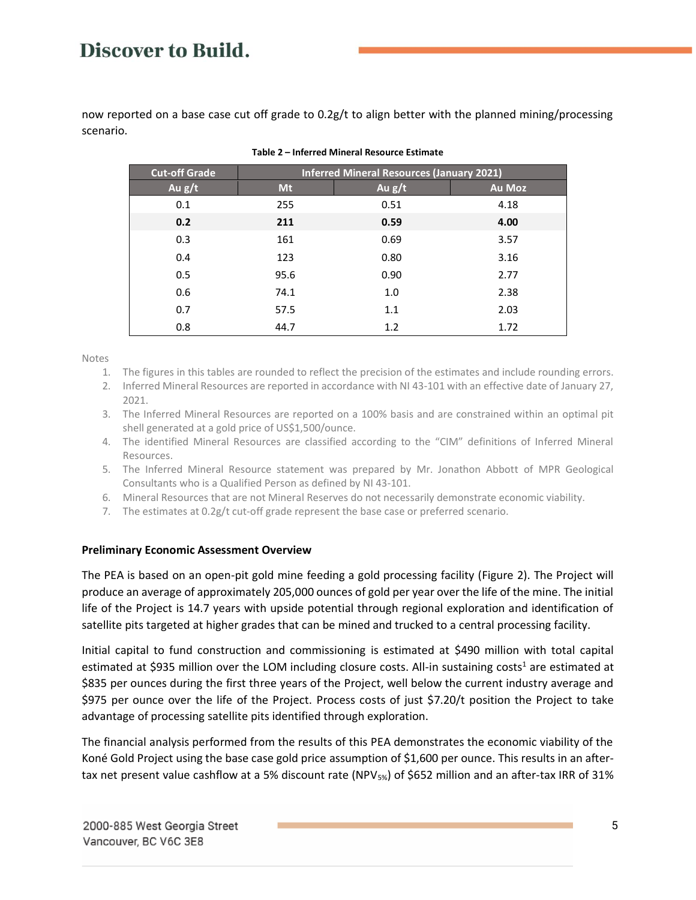now reported on a base case cut off grade to 0.2g/t to align better with the planned mining/processing scenario.

**Table 2 – Inferred Mineral Resource Estimate**

| Cut-off Grade | Inferred Mineral Resources (January 2021) | | |
|---|---|---|---|
| Au g/t | Mt | Au g/t | Au Moz |
| 0.1 | 255 | 0.51 | 4.18 |
| **0.2** | **211** | **0.59** | **4.00** |
| 0.3 | 161 | 0.69 | 3.57 |
| 0.4 | 123 | 0.80 | 3.16 |
| 0.5 | 95.6 | 0.90 | 2.77 |
| 0.6 | 74.1 | 1.0 | 2.38 |
| 0.7 | 57.5 | 1.1 | 2.03 |
| 0.8 | 44.7 | 1.2 | 1.72 |

Notes

1. The figures in this tables are rounded to reflect the precision of the estimates and include rounding errors.
2. Inferred Mineral Resources are reported in accordance with NI 43-101 with an effective date of January 27, 2021.
3. The Inferred Mineral Resources are reported on a 100% basis and are constrained within an optimal pit shell generated at a gold price of US$1,500/ounce.
4. The identified Mineral Resources are classified according to the "CIM" definitions of Inferred Mineral Resources.
5. The Inferred Mineral Resource statement was prepared by Mr. Jonathon Abbott of MPR Geological Consultants who is a Qualified Person as defined by NI 43-101.
6. Mineral Resources that are not Mineral Reserves do not necessarily demonstrate economic viability.
7. The estimates at 0.2g/t cut-off grade represent the base case or preferred scenario.

**Preliminary Economic Assessment Overview**

The PEA is based on an open-pit gold mine feeding a gold processing facility (Figure 2). The Project will produce an average of approximately 205,000 ounces of gold per year over the life of the mine. The initial life of the Project is 14.7 years with upside potential through regional exploration and identification of satellite pits targeted at higher grades that can be mined and trucked to a central processing facility.

Initial capital to fund construction and commissioning is estimated at $490 million with total capital estimated at $935 million over the LOM including closure costs. All-in sustaining costs[1] are estimated at $835 per ounces during the first three years of the Project, well below the current industry average and $975 per ounce over the life of the Project. Process costs of just $7.20/t position the Project to take advantage of processing satellite pits identified through exploration.

The financial analysis performed from the results of this PEA demonstrates the economic viability of the Koné Gold Project using the base case gold price assumption of $1,600 per ounce. This results in an after-tax net present value cashflow at a 5% discount rate ($NPV_{5\%}$) of $652 million and an after-tax IRR of 31%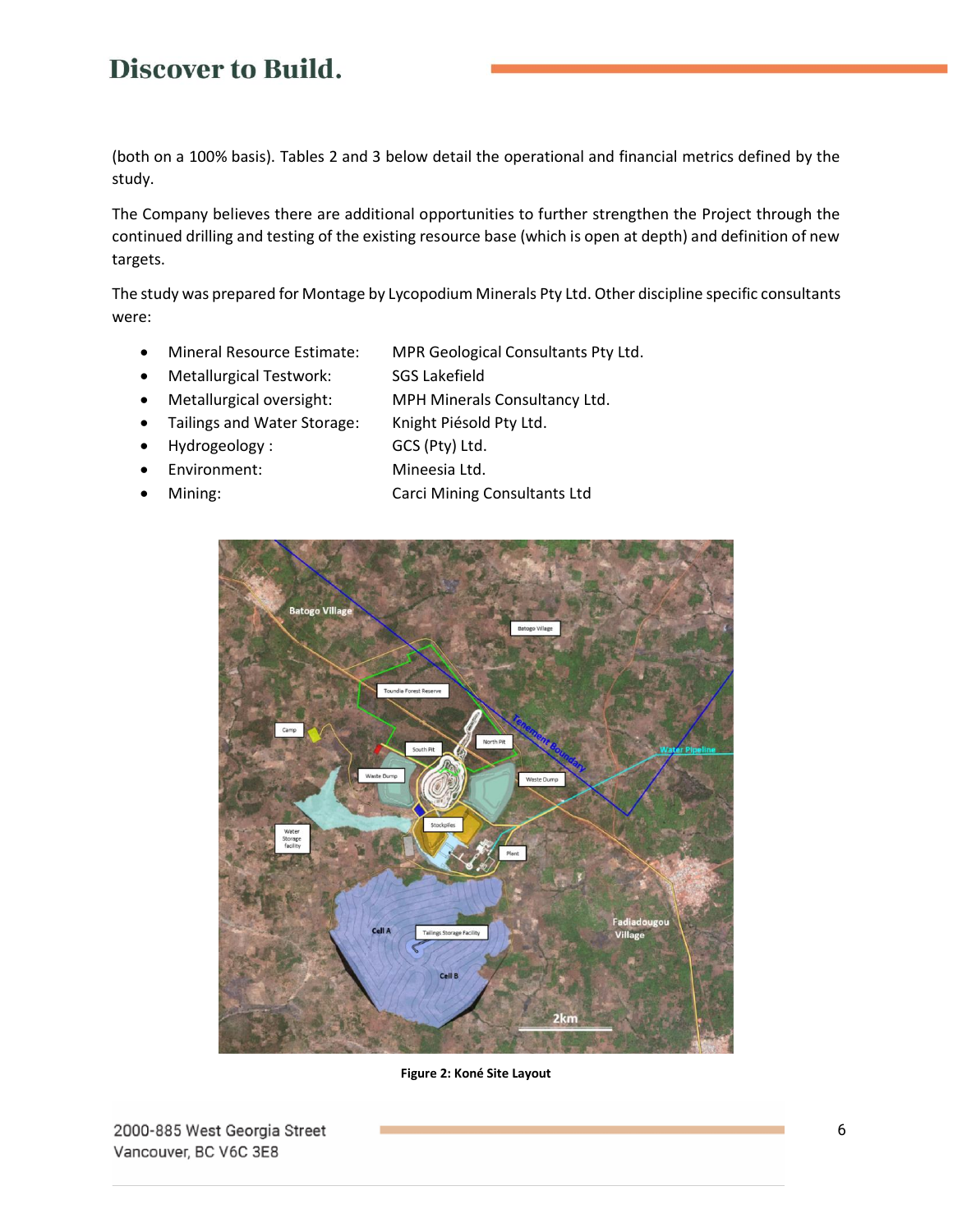(both on a 100% basis). Tables 2 and 3 below detail the operational and financial metrics defined by the study.

The Company believes there are additional opportunities to further strengthen the Project through the continued drilling and testing of the existing resource base (which is open at depth) and definition of new targets.

The study was prepared for Montage by Lycopodium Minerals Pty Ltd. Other discipline specific consultants were:

- Mineral Resource Estimate: MPR Geological Consultants Pty Ltd.
- Metallurgical Testwork: SGS Lakefield
- Metallurgical oversight: MPH Minerals Consultancy Ltd.
- Tailings and Water Storage: Knight Piésold Pty Ltd.
- Hydrogeology : GCS (Pty) Ltd.
- Environment: Mineesia Ltd.
- Mining: Carci Mining Consultants Ltd

**Figure 2: Koné Site Layout**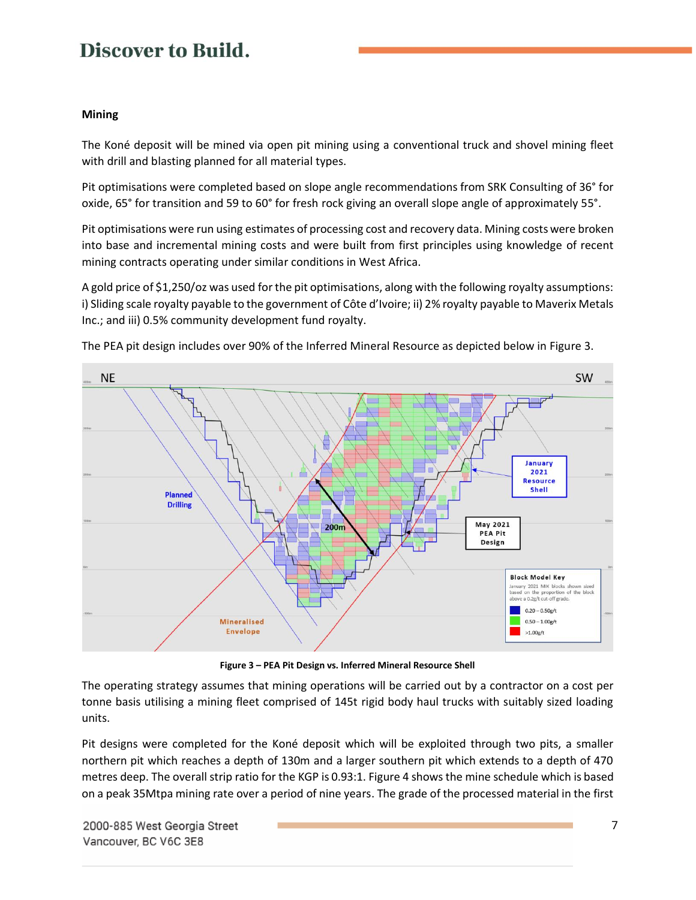## Mining

The Koné deposit will be mined via open pit mining using a conventional truck and shovel mining fleet with drill and blasting planned for all material types.

Pit optimisations were completed based on slope angle recommendations from SRK Consulting of 36° for oxide, 65° for transition and 59 to 60° for fresh rock giving an overall slope angle of approximately 55°.

Pit optimisations were run using estimates of processing cost and recovery data. Mining costs were broken into base and incremental mining costs and were built from first principles using knowledge of recent mining contracts operating under similar conditions in West Africa.

A gold price of $1,250/oz was used for the pit optimisations, along with the following royalty assumptions: i) Sliding scale royalty payable to the government of Côte d'Ivoire; ii) 2% royalty payable to Maverix Metals Inc.; and iii) 0.5% community development fund royalty.

The PEA pit design includes over 90% of the Inferred Mineral Resource as depicted below in Figure 3.

**Figure 3 – PEA Pit Design vs. Inferred Mineral Resource Shell**

The operating strategy assumes that mining operations will be carried out by a contractor on a cost per tonne basis utilising a mining fleet comprised of 145t rigid body haul trucks with suitably sized loading units.

Pit designs were completed for the Koné deposit which will be exploited through two pits, a smaller northern pit which reaches a depth of 130m and a larger southern pit which extends to a depth of 470 metres deep. The overall strip ratio for the KGP is 0.93:1. Figure 4 shows the mine schedule which is based on a peak 35Mtpa mining rate over a period of nine years. The grade of the processed material in the first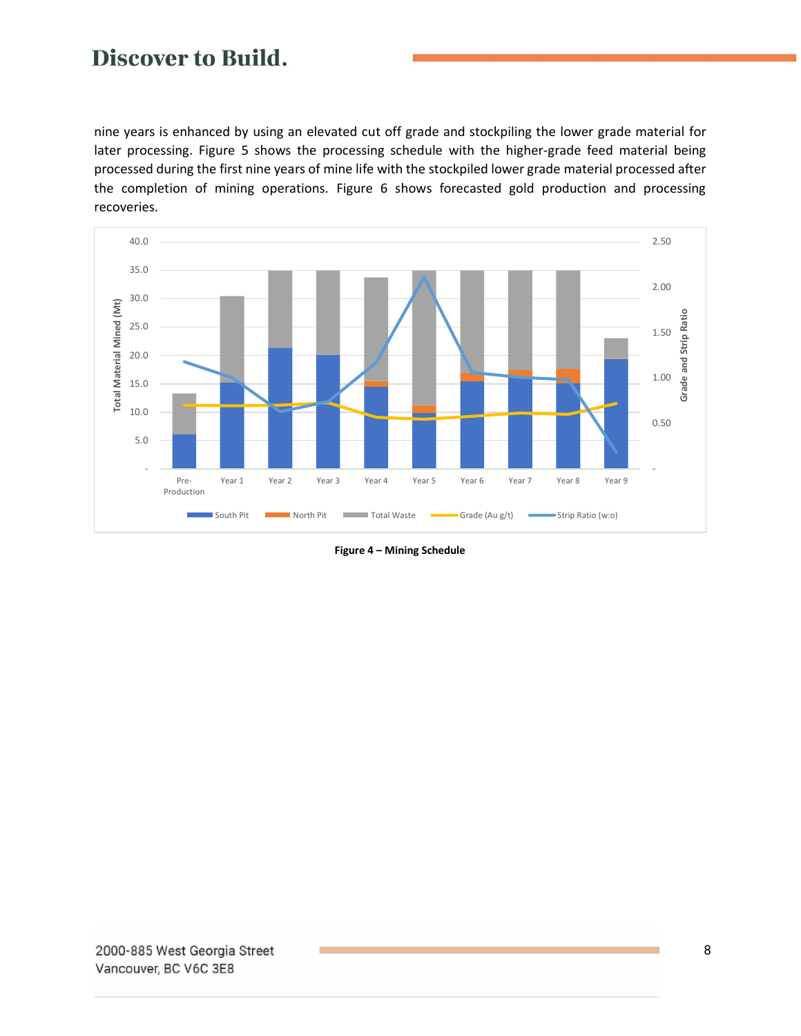nine years is enhanced by using an elevated cut off grade and stockpiling the lower grade material for later processing. Figure 5 shows the processing schedule with the higher-grade feed material being processed during the first nine years of mine life with the stockpiled lower grade material processed after the completion of mining operations. Figure 6 shows forecasted gold production and processing recoveries.

**Figure 4 – Mining Schedule**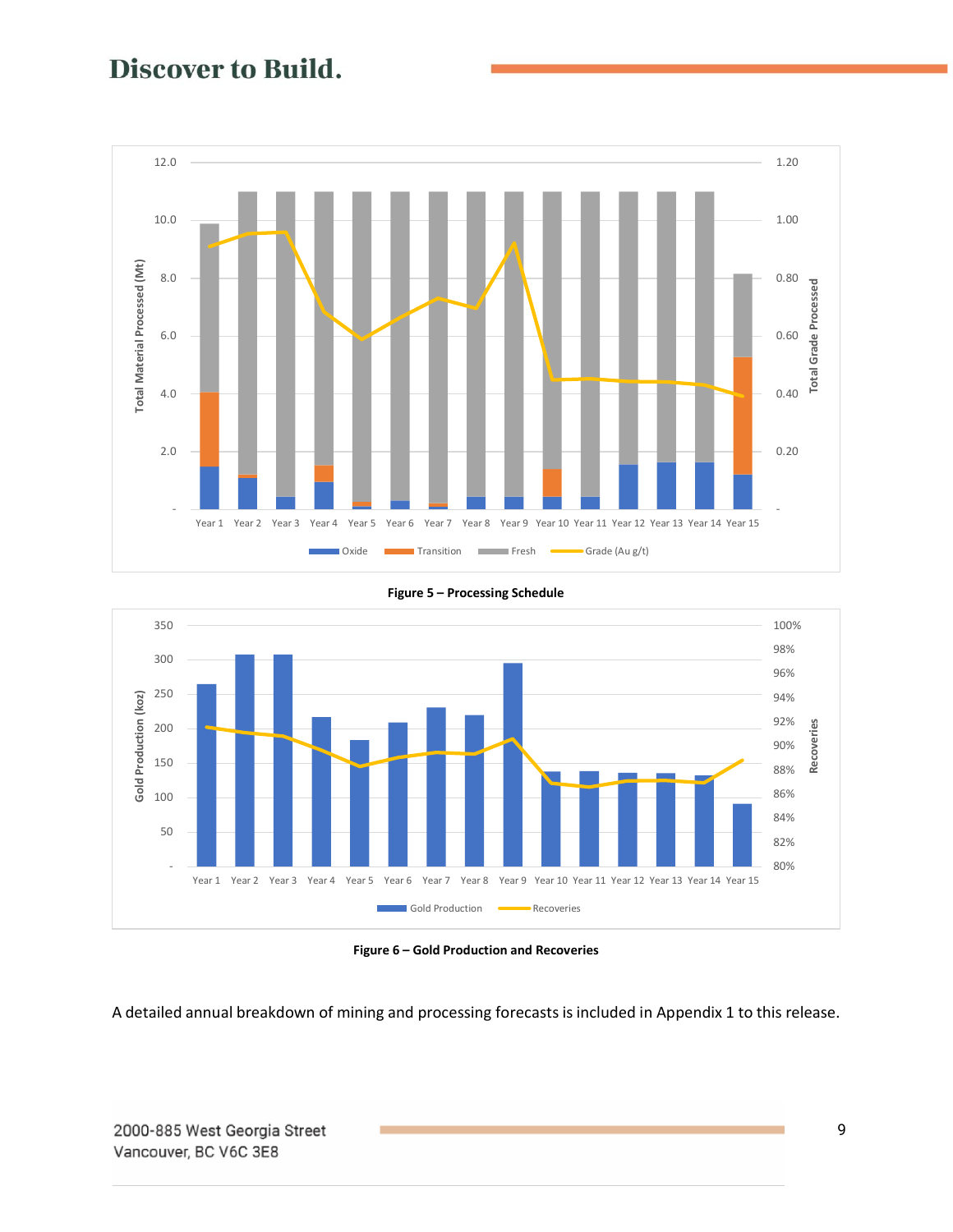Figure 5 – Processing Schedule

Figure 6 – Gold Production and Recoveries

A detailed annual breakdown of mining and processing forecasts is included in Appendix 1 to this release.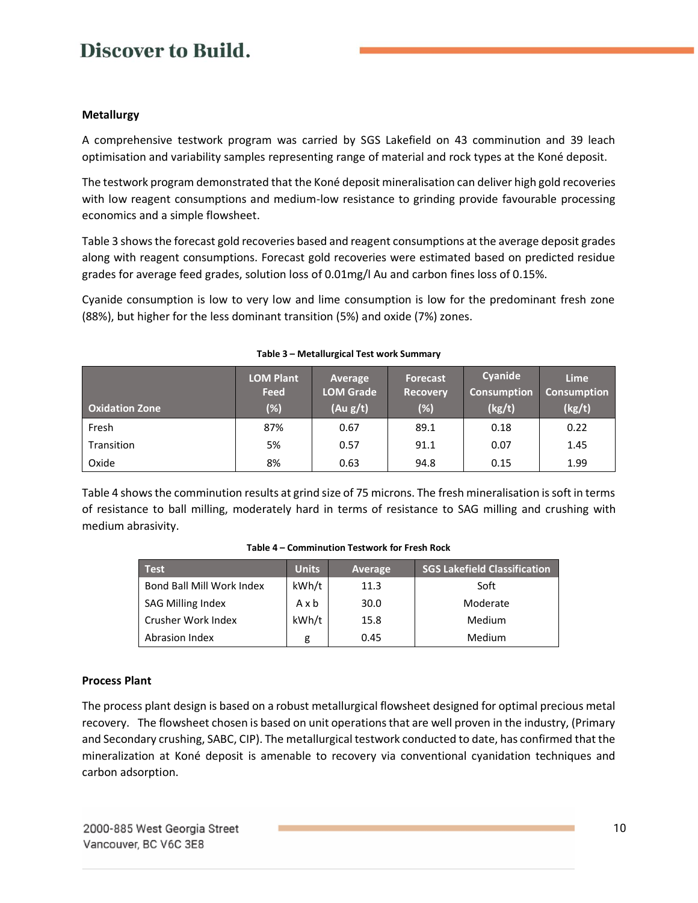### Metallurgy

A comprehensive testwork program was carried by SGS Lakefield on 43 comminution and 39 leach optimisation and variability samples representing range of material and rock types at the Koné deposit.

The testwork program demonstrated that the Koné deposit mineralisation can deliver high gold recoveries with low reagent consumptions and medium-low resistance to grinding provide favourable processing economics and a simple flowsheet.

Table 3 shows the forecast gold recoveries based and reagent consumptions at the average deposit grades along with reagent consumptions. Forecast gold recoveries were estimated based on predicted residue grades for average feed grades, solution loss of 0.01mg/l Au and carbon fines loss of 0.15%.

Cyanide consumption is low to very low and lime consumption is low for the predominant fresh zone (88%), but higher for the less dominant transition (5%) and oxide (7%) zones.

**Table 3 – Metallurgical Test work Summary**

| Oxidation Zone | LOM Plant Feed (%) | Average LOM Grade (Au g/t) | Forecast Recovery (%) | Cyanide Consumption (kg/t) | Lime Consumption (kg/t) |
|---|---|---|---|---|---|
| Fresh | 87% | 0.67 | 89.1 | 0.18 | 0.22 |
| Transition | 5% | 0.57 | 91.1 | 0.07 | 1.45 |
| Oxide | 8% | 0.63 | 94.8 | 0.15 | 1.99 |

Table 4 shows the comminution results at grind size of 75 microns. The fresh mineralisation is soft in terms of resistance to ball milling, moderately hard in terms of resistance to SAG milling and crushing with medium abrasivity.

**Table 4 – Comminution Testwork for Fresh Rock**

| Test | Units | Average | SGS Lakefield Classification |
|---|---|---|---|
| Bond Ball Mill Work Index | kWh/t | 11.3 | Soft |
| SAG Milling Index | A x b | 30.0 | Moderate |
| Crusher Work Index | kWh/t | 15.8 | Medium |
| Abrasion Index | g | 0.45 | Medium |

### Process Plant

The process plant design is based on a robust metallurgical flowsheet designed for optimal precious metal recovery. The flowsheet chosen is based on unit operations that are well proven in the industry, (Primary and Secondary crushing, SABC, CIP). The metallurgical testwork conducted to date, has confirmed that the mineralization at Koné deposit is amenable to recovery via conventional cyanidation techniques and carbon adsorption.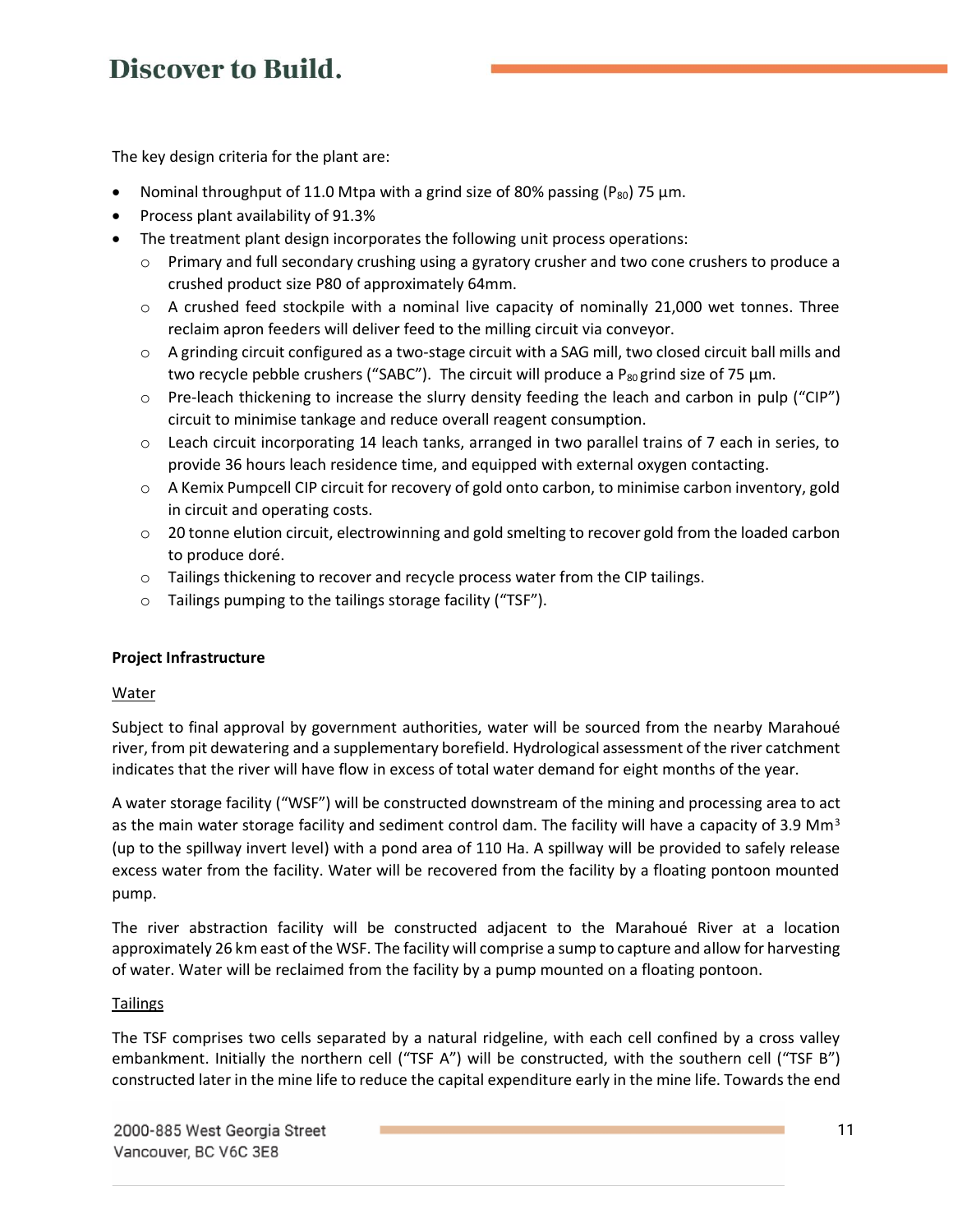The key design criteria for the plant are:

- Nominal throughput of 11.0 Mtpa with a grind size of 80% passing ($P_{80}$) 75 µm.
- Process plant availability of 91.3%
- The treatment plant design incorporates the following unit process operations:
  - Primary and full secondary crushing using a gyratory crusher and two cone crushers to produce a crushed product size P80 of approximately 64mm.
  - A crushed feed stockpile with a nominal live capacity of nominally 21,000 wet tonnes. Three reclaim apron feeders will deliver feed to the milling circuit via conveyor.
  - A grinding circuit configured as a two-stage circuit with a SAG mill, two closed circuit ball mills and two recycle pebble crushers ("SABC"). The circuit will produce a $P_{80}$ grind size of 75 µm.
  - Pre-leach thickening to increase the slurry density feeding the leach and carbon in pulp ("CIP") circuit to minimise tankage and reduce overall reagent consumption.
  - Leach circuit incorporating 14 leach tanks, arranged in two parallel trains of 7 each in series, to provide 36 hours leach residence time, and equipped with external oxygen contacting.
  - A Kemix Pumpcell CIP circuit for recovery of gold onto carbon, to minimise carbon inventory, gold in circuit and operating costs.
  - 20 tonne elution circuit, electrowinning and gold smelting to recover gold from the loaded carbon to produce doré.
  - Tailings thickening to recover and recycle process water from the CIP tailings.
  - Tailings pumping to the tailings storage facility ("TSF").

**Project Infrastructure**

Water

Subject to final approval by government authorities, water will be sourced from the nearby Marahoué river, from pit dewatering and a supplementary borefield. Hydrological assessment of the river catchment indicates that the river will have flow in excess of total water demand for eight months of the year.

A water storage facility ("WSF") will be constructed downstream of the mining and processing area to act as the main water storage facility and sediment control dam. The facility will have a capacity of 3.9 $Mm^3$ (up to the spillway invert level) with a pond area of 110 Ha. A spillway will be provided to safely release excess water from the facility. Water will be recovered from the facility by a floating pontoon mounted pump.

The river abstraction facility will be constructed adjacent to the Marahoué River at a location approximately 26 km east of the WSF. The facility will comprise a sump to capture and allow for harvesting of water. Water will be reclaimed from the facility by a pump mounted on a floating pontoon.

Tailings

The TSF comprises two cells separated by a natural ridgeline, with each cell confined by a cross valley embankment. Initially the northern cell ("TSF A") will be constructed, with the southern cell ("TSF B") constructed later in the mine life to reduce the capital expenditure early in the mine life. Towards the end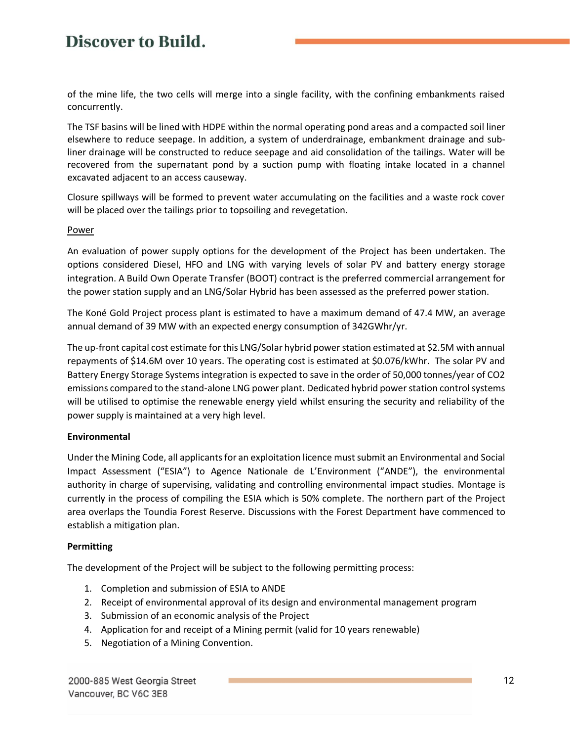of the mine life, the two cells will merge into a single facility, with the confining embankments raised concurrently.

The TSF basins will be lined with HDPE within the normal operating pond areas and a compacted soil liner elsewhere to reduce seepage. In addition, a system of underdrainage, embankment drainage and sub-liner drainage will be constructed to reduce seepage and aid consolidation of the tailings. Water will be recovered from the supernatant pond by a suction pump with floating intake located in a channel excavated adjacent to an access causeway.

Closure spillways will be formed to prevent water accumulating on the facilities and a waste rock cover will be placed over the tailings prior to topsoiling and revegetation.

<u>Power</u>

An evaluation of power supply options for the development of the Project has been undertaken. The options considered Diesel, HFO and LNG with varying levels of solar PV and battery energy storage integration. A Build Own Operate Transfer (BOOT) contract is the preferred commercial arrangement for the power station supply and an LNG/Solar Hybrid has been assessed as the preferred power station.

The Koné Gold Project process plant is estimated to have a maximum demand of 47.4 MW, an average annual demand of 39 MW with an expected energy consumption of 342GWhr/yr.

The up-front capital cost estimate for this LNG/Solar hybrid power station estimated at $2.5M with annual repayments of $14.6M over 10 years. The operating cost is estimated at $0.076/kWhr. The solar PV and Battery Energy Storage Systems integration is expected to save in the order of 50,000 tonnes/year of $CO_2$ emissions compared to the stand-alone LNG power plant. Dedicated hybrid power station control systems will be utilised to optimise the renewable energy yield whilst ensuring the security and reliability of the power supply is maintained at a very high level.

**Environmental**

Under the Mining Code, all applicants for an exploitation licence must submit an Environmental and Social Impact Assessment ("ESIA") to Agence Nationale de L'Environment ("ANDE"), the environmental authority in charge of supervising, validating and controlling environmental impact studies. Montage is currently in the process of compiling the ESIA which is 50% complete. The northern part of the Project area overlaps the Toundia Forest Reserve. Discussions with the Forest Department have commenced to establish a mitigation plan.

**Permitting**

The development of the Project will be subject to the following permitting process:

1. Completion and submission of ESIA to ANDE
2. Receipt of environmental approval of its design and environmental management program
3. Submission of an economic analysis of the Project
4. Application for and receipt of a Mining permit (valid for 10 years renewable)
5. Negotiation of a Mining Convention.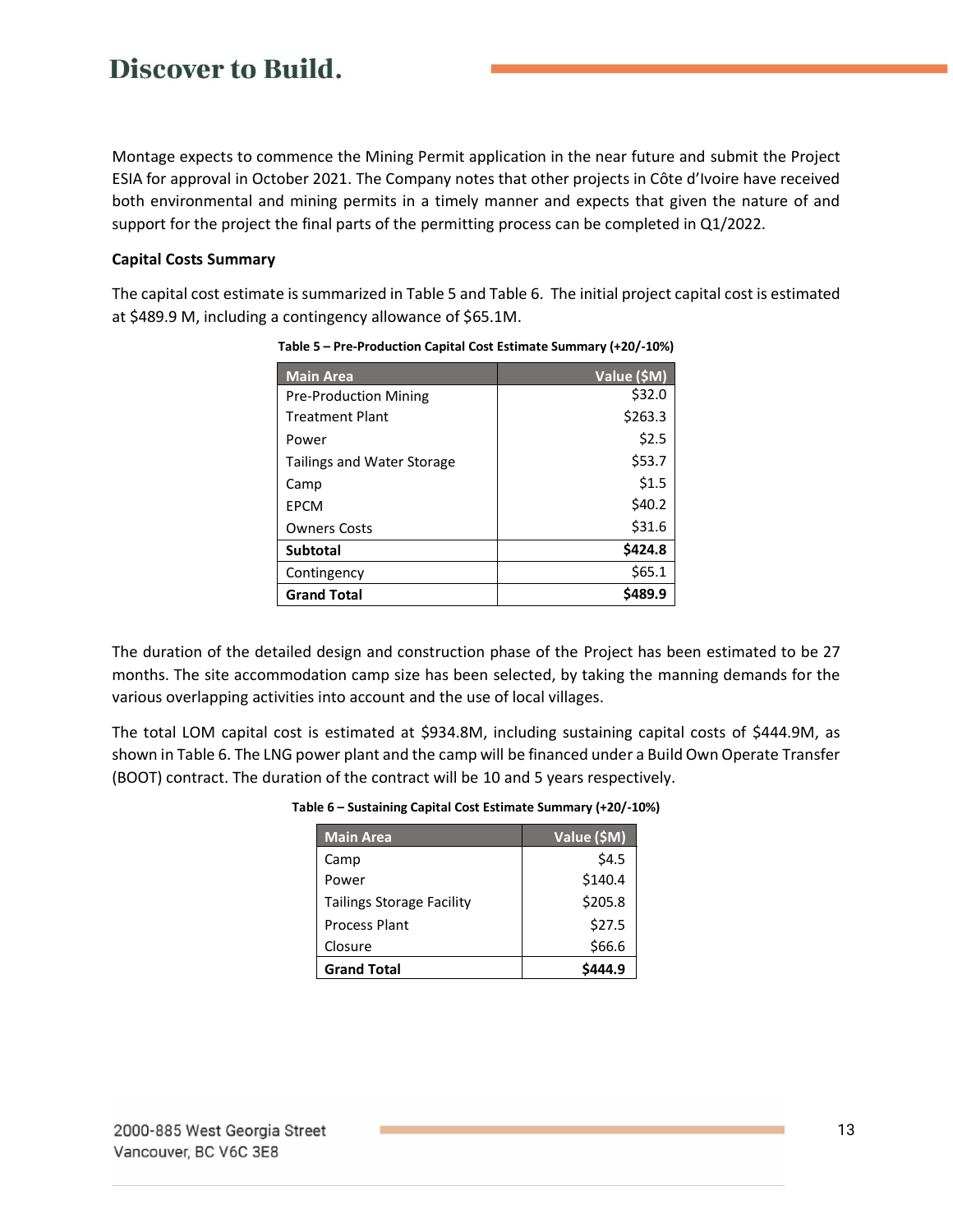Montage expects to commence the Mining Permit application in the near future and submit the Project ESIA for approval in October 2021. The Company notes that other projects in Côte d'Ivoire have received both environmental and mining permits in a timely manner and expects that given the nature of and support for the project the final parts of the permitting process can be completed in Q1/2022.

**Capital Costs Summary**

The capital cost estimate is summarized in Table 5 and Table 6. The initial project capital cost is estimated at $489.9 M, including a contingency allowance of $65.1M.

**Table 5 – Pre-Production Capital Cost Estimate Summary (+20/-10%)**

| Main Area | Value ($M) |
|---|---:|
| Pre-Production Mining | $32.0 |
| Treatment Plant | $263.3 |
| Power | $2.5 |
| Tailings and Water Storage | $53.7 |
| Camp | $1.5 |
| EPCM | $40.2 |
| Owners Costs | $31.6 |
| **Subtotal** | **$424.8** |
| Contingency | $65.1 |
| **Grand Total** | **$489.9** |

The duration of the detailed design and construction phase of the Project has been estimated to be 27 months. The site accommodation camp size has been selected, by taking the manning demands for the various overlapping activities into account and the use of local villages.

The total LOM capital cost is estimated at $934.8M, including sustaining capital costs of $444.9M, as shown in Table 6. The LNG power plant and the camp will be financed under a Build Own Operate Transfer (BOOT) contract. The duration of the contract will be 10 and 5 years respectively.

**Table 6 – Sustaining Capital Cost Estimate Summary (+20/-10%)**

| Main Area | Value ($M) |
|---|---:|
| Camp | $4.5 |
| Power | $140.4 |
| Tailings Storage Facility | $205.8 |
| Process Plant | $27.5 |
| Closure | $66.6 |
| **Grand Total** | **$444.9** |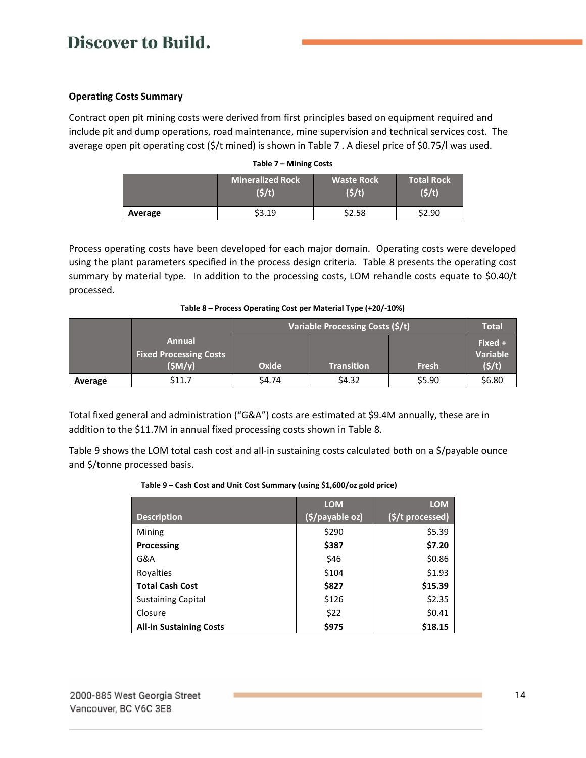### Operating Costs Summary

Contract open pit mining costs were derived from first principles based on equipment required and include pit and dump operations, road maintenance, mine supervision and technical services cost. The average open pit operating cost ($/t mined) is shown in Table 7 . A diesel price of $0.75/l was used.

**Table 7 – Mining Costs**

| | Mineralized Rock ($/t) | Waste Rock ($/t) | Total Rock ($/t) |
|---|---|---|---|
| **Average** | $3.19 | $2.58 | $2.90 |

Process operating costs have been developed for each major domain. Operating costs were developed using the plant parameters specified in the process design criteria. Table 8 presents the operating cost summary by material type. In addition to the processing costs, LOM rehandle costs equate to $0.40/t processed.

**Table 8 – Process Operating Cost per Material Type (+20/-10%)**

| | Annual Fixed Processing Costs ($M/y) | Variable Processing Costs ($/t) | | | Total |
|---|---|---|---|---|---|
| | | Oxide | Transition | Fresh | Fixed + Variable ($/t) |
| **Average** | $11.7 | $4.74 | $4.32 | $5.90 | $6.80 |

Total fixed general and administration ("G&A") costs are estimated at $9.4M annually, these are in addition to the $11.7M in annual fixed processing costs shown in Table 8.

Table 9 shows the LOM total cash cost and all-in sustaining costs calculated both on a $/payable ounce and $/tonne processed basis.

**Table 9 – Cash Cost and Unit Cost Summary (using $1,600/oz gold price)**

| Description | LOM ($/payable oz) | LOM ($/t processed) |
|---|---|---|
| Mining | $290 | $5.39 |
| **Processing** | **$387** | **$7.20** |
| G&A | $46 | $0.86 |
| Royalties | $104 | $1.93 |
| **Total Cash Cost** | **$827** | **$15.39** |
| Sustaining Capital | $126 | $2.35 |
| Closure | $22 | $0.41 |
| **All-in Sustaining Costs** | **$975** | **$18.15** |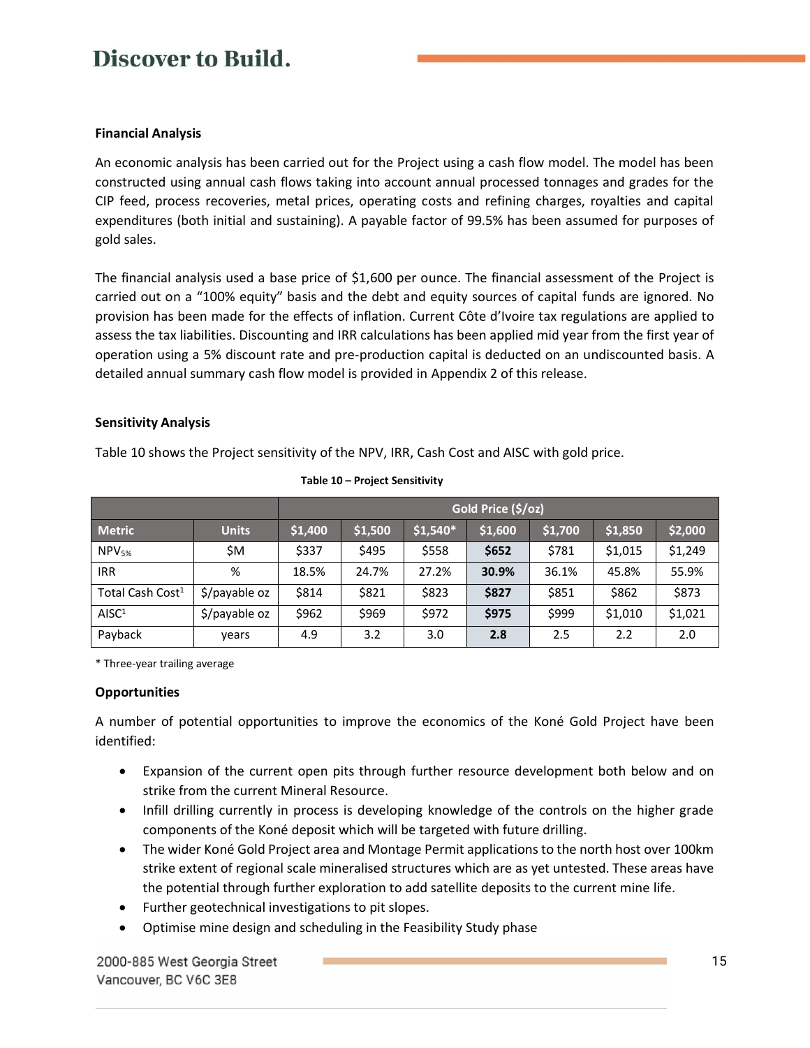**Financial Analysis**

An economic analysis has been carried out for the Project using a cash flow model. The model has been constructed using annual cash flows taking into account annual processed tonnages and grades for the CIP feed, process recoveries, metal prices, operating costs and refining charges, royalties and capital expenditures (both initial and sustaining). A payable factor of 99.5% has been assumed for purposes of gold sales.

The financial analysis used a base price of $1,600 per ounce. The financial assessment of the Project is carried out on a "100% equity" basis and the debt and equity sources of capital funds are ignored. No provision has been made for the effects of inflation. Current Côte d'Ivoire tax regulations are applied to assess the tax liabilities. Discounting and IRR calculations has been applied mid year from the first year of operation using a 5% discount rate and pre-production capital is deducted on an undiscounted basis. A detailed annual summary cash flow model is provided in Appendix 2 of this release.

**Sensitivity Analysis**

Table 10 shows the Project sensitivity of the NPV, IRR, Cash Cost and AISC with gold price.

**Table 10 – Project Sensitivity**

| | | Gold Price ($/oz) | | | | | | |
|---|---|---|---|---|---|---|---|---|
| **Metric** | **Units** | **$1,400** | **$1,500** | **$1,540*** | **$1,600** | **$1,700** | **$1,850** | **$2,000** |
| $NPV_{5\%}$ | $M | $337 | $495 | $558 | **$652** | $781 | $1,015 | $1,249 |
| IRR | % | 18.5% | 24.7% | 27.2% | **30.9%** | 36.1% | 45.8% | 55.9% |
| Total Cash Cost[1] | $/payable oz | $814 | $821 | $823 | **$827** | $851 | $862 | $873 |
| AISC[1] | $/payable oz | $962 | $969 | $972 | **$975** | $999 | $1,010 | $1,021 |
| Payback | years | 4.9 | 3.2 | 3.0 | **2.8** | 2.5 | 2.2 | 2.0 |

* Three-year trailing average

**Opportunities**

A number of potential opportunities to improve the economics of the Koné Gold Project have been identified:

- Expansion of the current open pits through further resource development both below and on strike from the current Mineral Resource.
- Infill drilling currently in process is developing knowledge of the controls on the higher grade components of the Koné deposit which will be targeted with future drilling.
- The wider Koné Gold Project area and Montage Permit applications to the north host over 100km strike extent of regional scale mineralised structures which are as yet untested. These areas have the potential through further exploration to add satellite deposits to the current mine life.
- Further geotechnical investigations to pit slopes.
- Optimise mine design and scheduling in the Feasibility Study phase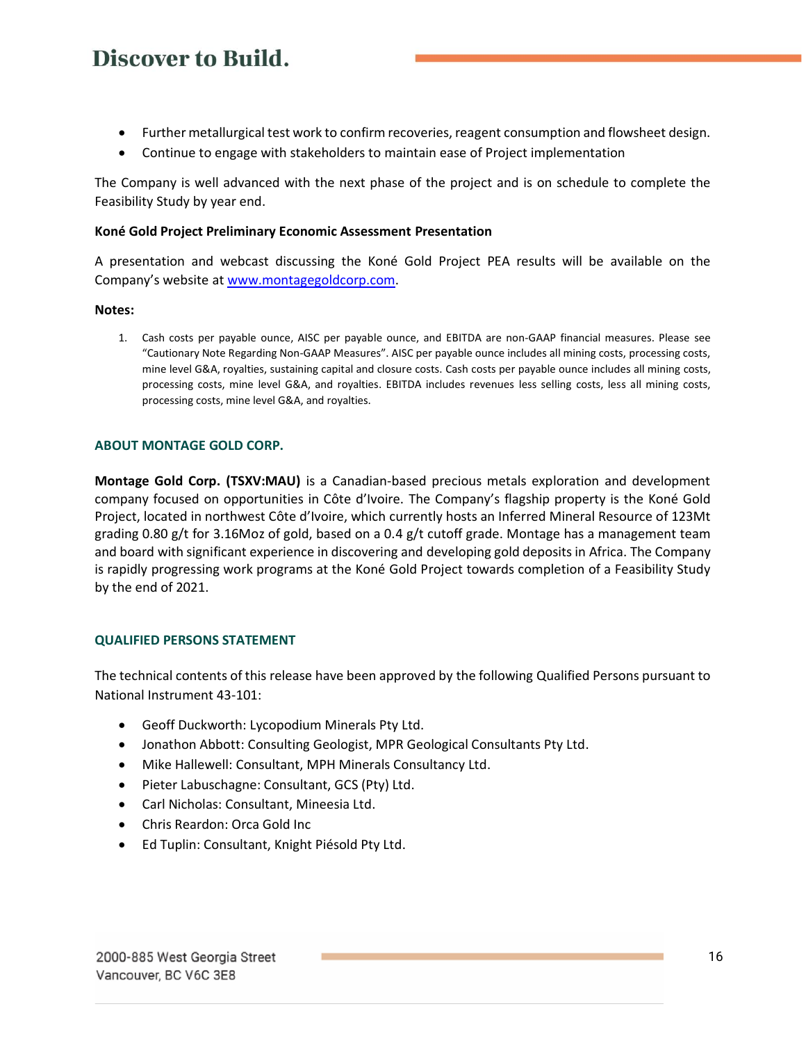- Further metallurgical test work to confirm recoveries, reagent consumption and flowsheet design.
- Continue to engage with stakeholders to maintain ease of Project implementation

The Company is well advanced with the next phase of the project and is on schedule to complete the Feasibility Study by year end.

**Koné Gold Project Preliminary Economic Assessment Presentation**

A presentation and webcast discussing the Koné Gold Project PEA results will be available on the Company's website at [www.montagegoldcorp.com](http://www.montagegoldcorp.com).

**Notes:**

1. Cash costs per payable ounce, AISC per payable ounce, and EBITDA are non-GAAP financial measures. Please see "Cautionary Note Regarding Non-GAAP Measures". AISC per payable ounce includes all mining costs, processing costs, mine level G&A, royalties, sustaining capital and closure costs. Cash costs per payable ounce includes all mining costs, processing costs, mine level G&A, and royalties. EBITDA includes revenues less selling costs, less all mining costs, processing costs, mine level G&A, and royalties.

## ABOUT MONTAGE GOLD CORP.

**Montage Gold Corp. (TSXV:MAU)** is a Canadian-based precious metals exploration and development company focused on opportunities in Côte d'Ivoire. The Company's flagship property is the Koné Gold Project, located in northwest Côte d'Ivoire, which currently hosts an Inferred Mineral Resource of 123Mt grading 0.80 g/t for 3.16Moz of gold, based on a 0.4 g/t cutoff grade. Montage has a management team and board with significant experience in discovering and developing gold deposits in Africa. The Company is rapidly progressing work programs at the Koné Gold Project towards completion of a Feasibility Study by the end of 2021.

## QUALIFIED PERSONS STATEMENT

The technical contents of this release have been approved by the following Qualified Persons pursuant to National Instrument 43-101:

- Geoff Duckworth: Lycopodium Minerals Pty Ltd.
- Jonathon Abbott: Consulting Geologist, MPR Geological Consultants Pty Ltd.
- Mike Hallewell: Consultant, MPH Minerals Consultancy Ltd.
- Pieter Labuschagne: Consultant, GCS (Pty) Ltd.
- Carl Nicholas: Consultant, Mineesia Ltd.
- Chris Reardon: Orca Gold Inc
- Ed Tuplin: Consultant, Knight Piésold Pty Ltd.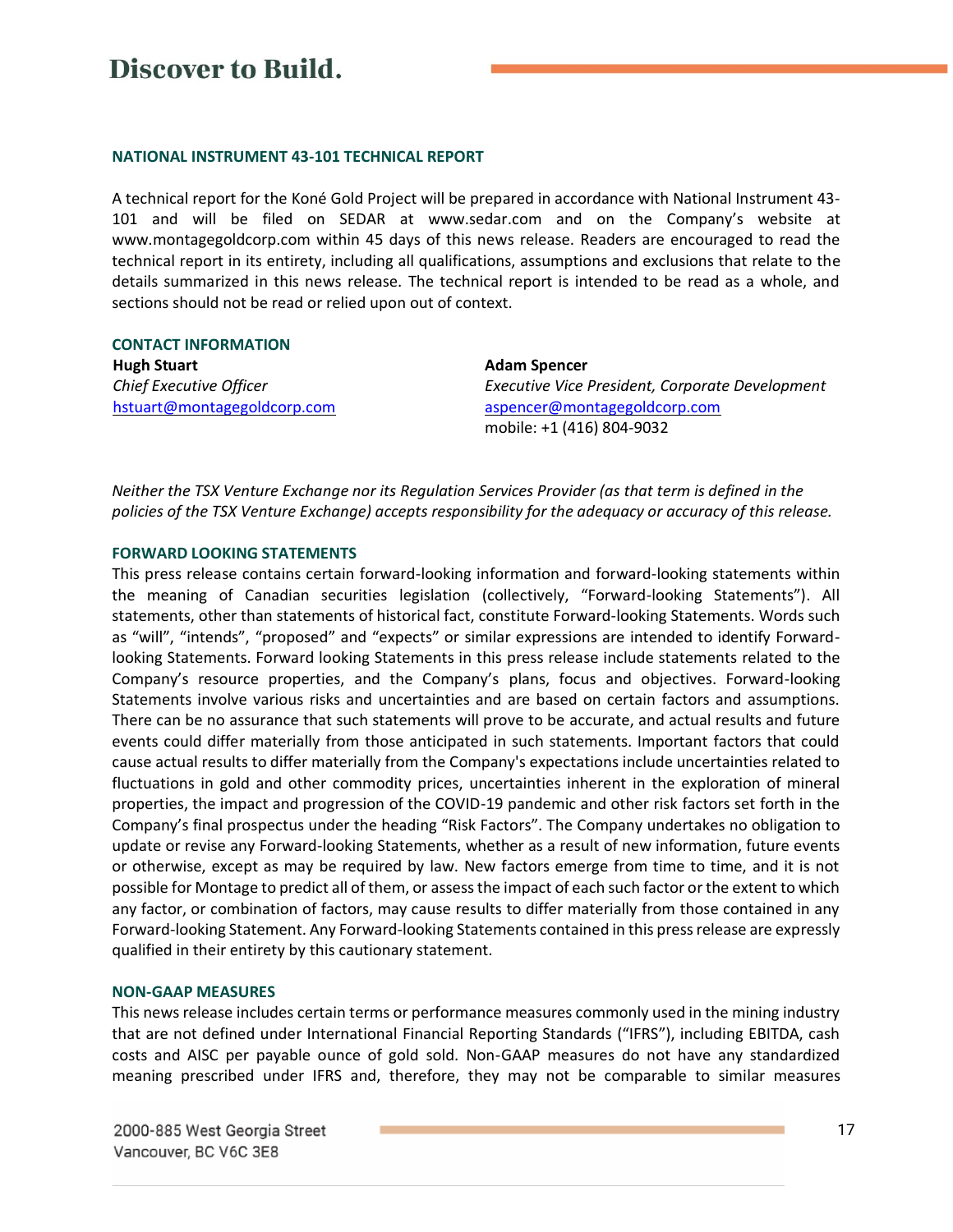## NATIONAL INSTRUMENT 43-101 TECHNICAL REPORT

A technical report for the Koné Gold Project will be prepared in accordance with National Instrument 43-101 and will be filed on SEDAR at www.sedar.com and on the Company's website at www.montagegoldcorp.com within 45 days of this news release. Readers are encouraged to read the technical report in its entirety, including all qualifications, assumptions and exclusions that relate to the details summarized in this news release. The technical report is intended to be read as a whole, and sections should not be read or relied upon out of context.

## CONTACT INFORMATION

**Hugh Stuart**
*Chief Executive Officer*
hstuart@montagegoldcorp.com

**Adam Spencer**
*Executive Vice President, Corporate Development*
aspencer@montagegoldcorp.com
mobile: +1 (416) 804-9032

*Neither the TSX Venture Exchange nor its Regulation Services Provider (as that term is defined in the policies of the TSX Venture Exchange) accepts responsibility for the adequacy or accuracy of this release.*

## FORWARD LOOKING STATEMENTS

This press release contains certain forward-looking information and forward-looking statements within the meaning of Canadian securities legislation (collectively, "Forward-looking Statements"). All statements, other than statements of historical fact, constitute Forward-looking Statements. Words such as "will", "intends", "proposed" and "expects" or similar expressions are intended to identify Forward-looking Statements. Forward looking Statements in this press release include statements related to the Company's resource properties, and the Company's plans, focus and objectives. Forward-looking Statements involve various risks and uncertainties and are based on certain factors and assumptions. There can be no assurance that such statements will prove to be accurate, and actual results and future events could differ materially from those anticipated in such statements. Important factors that could cause actual results to differ materially from the Company's expectations include uncertainties related to fluctuations in gold and other commodity prices, uncertainties inherent in the exploration of mineral properties, the impact and progression of the COVID-19 pandemic and other risk factors set forth in the Company's final prospectus under the heading "Risk Factors". The Company undertakes no obligation to update or revise any Forward-looking Statements, whether as a result of new information, future events or otherwise, except as may be required by law. New factors emerge from time to time, and it is not possible for Montage to predict all of them, or assess the impact of each such factor or the extent to which any factor, or combination of factors, may cause results to differ materially from those contained in any Forward-looking Statement. Any Forward-looking Statements contained in this press release are expressly qualified in their entirety by this cautionary statement.

## NON-GAAP MEASURES

This news release includes certain terms or performance measures commonly used in the mining industry that are not defined under International Financial Reporting Standards ("IFRS"), including EBITDA, cash costs and AISC per payable ounce of gold sold. Non-GAAP measures do not have any standardized meaning prescribed under IFRS and, therefore, they may not be comparable to similar measures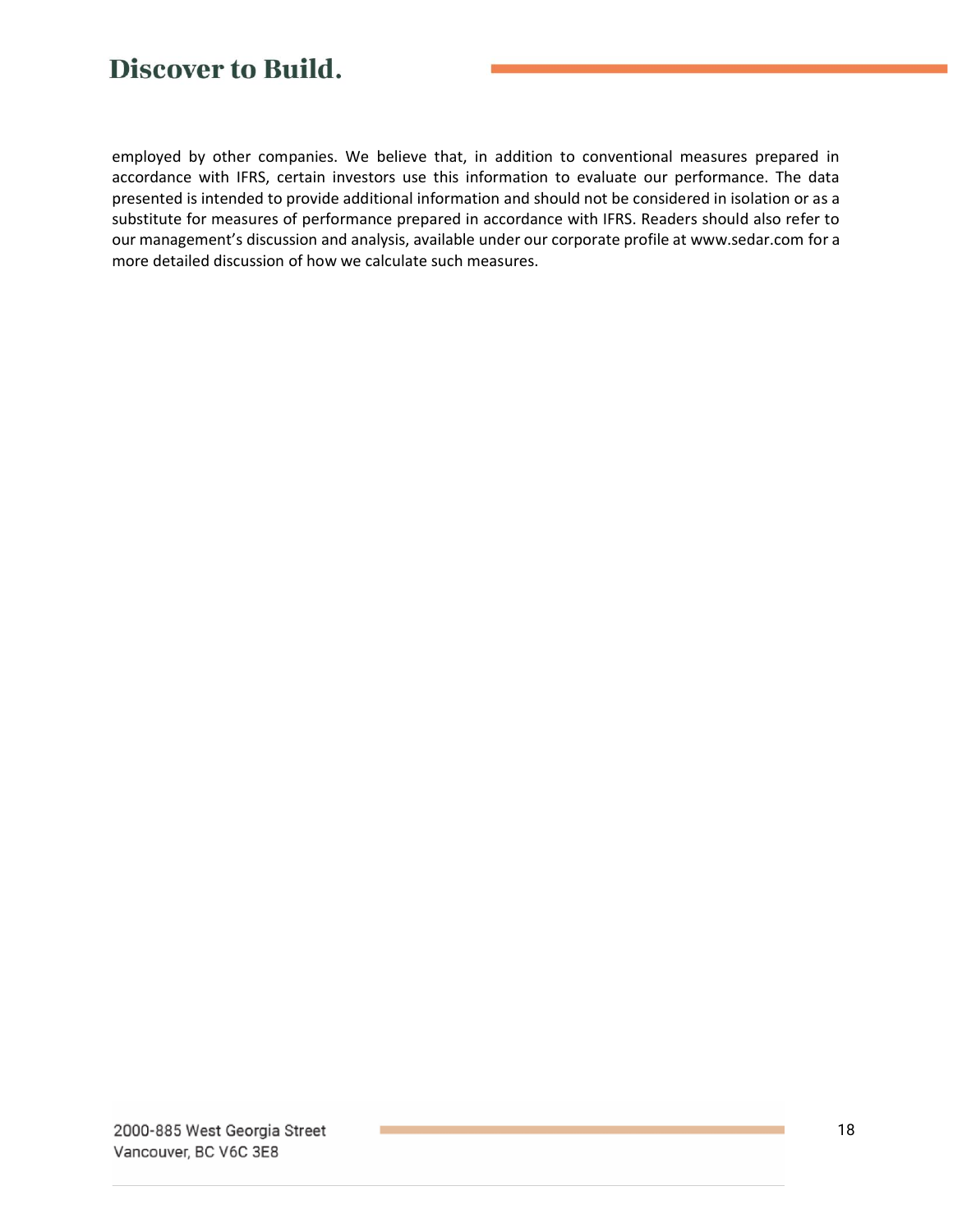employed by other companies. We believe that, in addition to conventional measures prepared in accordance with IFRS, certain investors use this information to evaluate our performance. The data presented is intended to provide additional information and should not be considered in isolation or as a substitute for measures of performance prepared in accordance with IFRS. Readers should also refer to our management's discussion and analysis, available under our corporate profile at www.sedar.com for a more detailed discussion of how we calculate such measures.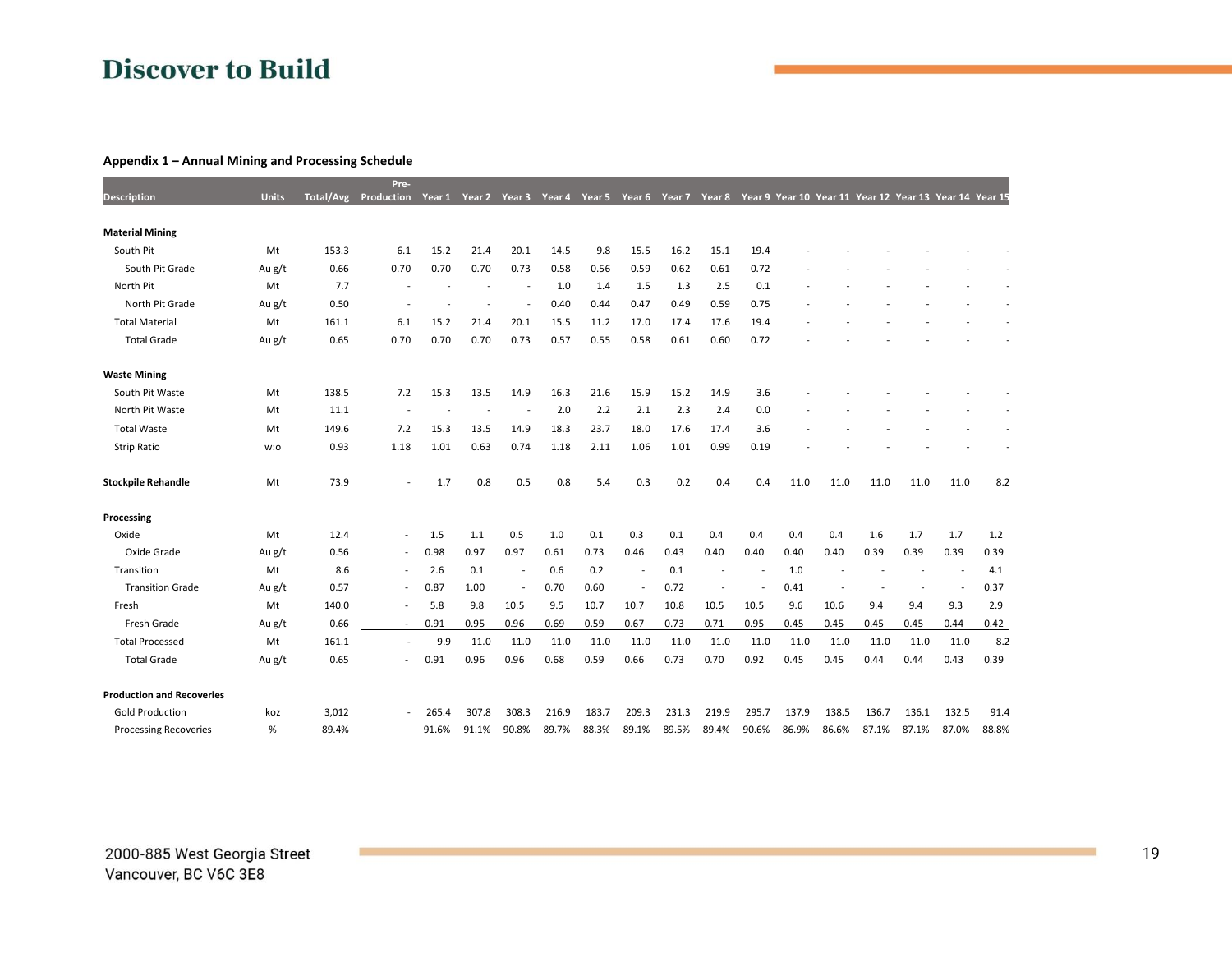## Appendix 1 – Annual Mining and Processing Schedule

| Description | Units | Total/Avg | Pre-Production | Year 1 | Year 2 | Year 3 | Year 4 | Year 5 | Year 6 | Year 7 | Year 8 | Year 9 | Year 10 | Year 11 | Year 12 | Year 13 | Year 14 | Year 15 |
|---|---|---|---|---|---|---|---|---|---|---|---|---|---|---|---|---|---|---|
| **Material Mining** | | | | | | | | | | | | | | | | | | |
| South Pit | Mt | 153.3 | 6.1 | 15.2 | 21.4 | 20.1 | 14.5 | 9.8 | 15.5 | 16.2 | 15.1 | 19.4 | - | - | - | - | - | - |
| South Pit Grade | Au g/t | 0.66 | 0.70 | 0.70 | 0.70 | 0.73 | 0.58 | 0.56 | 0.59 | 0.62 | 0.61 | 0.72 | - | - | - | - | - | - |
| North Pit | Mt | 7.7 | - | - | - | - | 1.0 | 1.4 | 1.5 | 1.3 | 2.5 | 0.1 | - | - | - | - | - | - |
| North Pit Grade | Au g/t | 0.50 | - | - | - | - | 0.40 | 0.44 | 0.47 | 0.49 | 0.59 | 0.75 | - | - | - | - | - | - |
| Total Material | Mt | 161.1 | 6.1 | 15.2 | 21.4 | 20.1 | 15.5 | 11.2 | 17.0 | 17.4 | 17.6 | 19.4 | - | - | - | - | - | - |
| Total Grade | Au g/t | 0.65 | 0.70 | 0.70 | 0.70 | 0.73 | 0.57 | 0.55 | 0.58 | 0.61 | 0.60 | 0.72 | - | - | - | - | - | - |
| **Waste Mining** | | | | | | | | | | | | | | | | | | |
| South Pit Waste | Mt | 138.5 | 7.2 | 15.3 | 13.5 | 14.9 | 16.3 | 21.6 | 15.9 | 15.2 | 14.9 | 3.6 | - | - | - | - | - | - |
| North Pit Waste | Mt | 11.1 | - | - | - | - | 2.0 | 2.2 | 2.1 | 2.3 | 2.4 | 0.0 | - | - | - | - | - | - |
| Total Waste | Mt | 149.6 | 7.2 | 15.3 | 13.5 | 14.9 | 18.3 | 23.7 | 18.0 | 17.6 | 17.4 | 3.6 | - | - | - | - | - | - |
| Strip Ratio | w:o | 0.93 | 1.18 | 1.01 | 0.63 | 0.74 | 1.18 | 2.11 | 1.06 | 1.01 | 0.99 | 0.19 | - | - | - | - | - | - |
| **Stockpile Rehandle** | Mt | 73.9 | - | 1.7 | 0.8 | 0.5 | 0.8 | 5.4 | 0.3 | 0.2 | 0.4 | 0.4 | 11.0 | 11.0 | 11.0 | 11.0 | 11.0 | 8.2 |
| **Processing** | | | | | | | | | | | | | | | | | | |
| Oxide | Mt | 12.4 | - | 1.5 | 1.1 | 0.5 | 1.0 | 0.1 | 0.3 | 0.1 | 0.4 | 0.4 | 0.4 | 0.4 | 1.6 | 1.7 | 1.7 | 1.2 |
| Oxide Grade | Au g/t | 0.56 | - | 0.98 | 0.97 | 0.97 | 0.61 | 0.73 | 0.46 | 0.43 | 0.40 | 0.40 | 0.40 | 0.40 | 0.39 | 0.39 | 0.39 | 0.39 |
| Transition | Mt | 8.6 | - | 2.6 | 0.1 | - | 0.6 | 0.2 | - | 0.1 | - | - | 1.0 | - | - | - | - | 4.1 |
| Transition Grade | Au g/t | 0.57 | - | 0.87 | 1.00 | - | 0.70 | 0.60 | - | 0.72 | - | - | 0.41 | - | - | - | - | 0.37 |
| Fresh | Mt | 140.0 | - | 5.8 | 9.8 | 10.5 | 9.5 | 10.7 | 10.7 | 10.8 | 10.5 | 10.5 | 9.6 | 10.6 | 9.4 | 9.4 | 9.3 | 2.9 |
| Fresh Grade | Au g/t | 0.66 | - | 0.91 | 0.95 | 0.96 | 0.69 | 0.59 | 0.67 | 0.73 | 0.71 | 0.95 | 0.45 | 0.45 | 0.45 | 0.45 | 0.44 | 0.42 |
| Total Processed | Mt | 161.1 | - | 9.9 | 11.0 | 11.0 | 11.0 | 11.0 | 11.0 | 11.0 | 11.0 | 11.0 | 11.0 | 11.0 | 11.0 | 11.0 | 11.0 | 8.2 |
| Total Grade | Au g/t | 0.65 | - | 0.91 | 0.96 | 0.96 | 0.68 | 0.59 | 0.66 | 0.73 | 0.70 | 0.92 | 0.45 | 0.45 | 0.44 | 0.44 | 0.43 | 0.39 |
| **Production and Recoveries** | | | | | | | | | | | | | | | | | | |
| Gold Production | koz | 3,012 | - | 265.4 | 307.8 | 308.3 | 216.9 | 183.7 | 209.3 | 231.3 | 219.9 | 295.7 | 137.9 | 138.5 | 136.7 | 136.1 | 132.5 | 91.4 |
| Processing Recoveries | % | 89.4% | | 91.6% | 91.1% | 90.8% | 89.7% | 88.3% | 89.1% | 89.5% | 89.4% | 90.6% | 86.9% | 86.6% | 87.1% | 87.1% | 87.0% | 88.8% |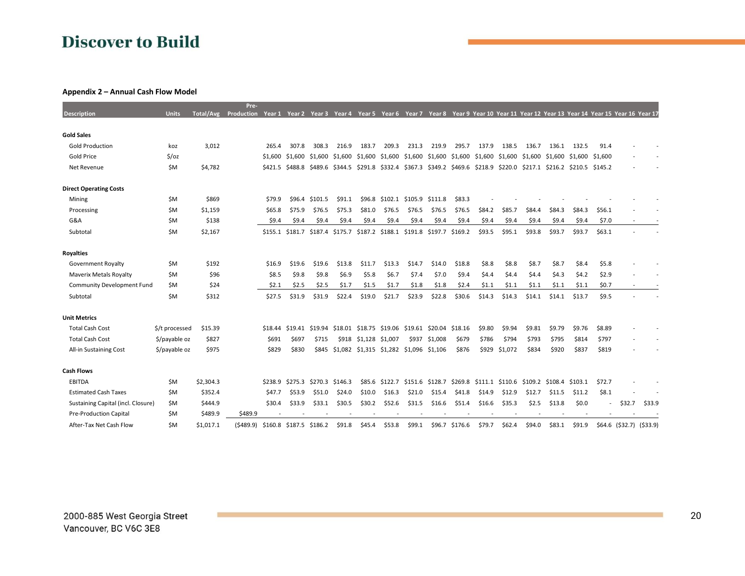## Appendix 2 – Annual Cash Flow Model

| Description | Units | Total/Avg | Pre-Production | Year 1 | Year 2 | Year 3 | Year 4 | Year 5 | Year 6 | Year 7 | Year 8 | Year 9 | Year 10 | Year 11 | Year 12 | Year 13 | Year 14 | Year 15 | Year 16 | Year 17 |
|---|---|---|---|---|---|---|---|---|---|---|---|---|---|---|---|---|---|---|---|---|
| **Gold Sales** | | | | | | | | | | | | | | | | | | | | |
| Gold Production | koz | 3,012 | | 265.4 | 307.8 | 308.3 | 216.9 | 183.7 | 209.3 | 231.3 | 219.9 | 295.7 | 137.9 | 138.5 | 136.7 | 136.1 | 132.5 | 91.4 | - | - |
| Gold Price | $/oz | | | $1,600 | $1,600 | $1,600 | $1,600 | $1,600 | $1,600 | $1,600 | $1,600 | $1,600 | $1,600 | $1,600 | $1,600 | $1,600 | $1,600 | $1,600 | - | - |
| Net Revenue | $M | $4,782 | | $421.5 | $488.8 | $489.6 | $344.5 | $291.8 | $332.4 | $367.3 | $349.2 | $469.6 | $218.9 | $220.0 | $217.1 | $216.2 | $210.5 | $145.2 | - | - |
| **Direct Operating Costs** | | | | | | | | | | | | | | | | | | | | |
| Mining | $M | $869 | | $79.9 | $96.4 | $101.5 | $91.1 | $96.8 | $102.1 | $105.9 | $111.8 | $83.3 | - | - | - | - | - | - | - | - |
| Processing | $M | $1,159 | | $65.8 | $75.9 | $76.5 | $75.3 | $81.0 | $76.5 | $76.5 | $76.5 | $76.5 | $84.2 | $85.7 | $84.4 | $84.3 | $84.3 | $56.1 | - | - |
| G&A | $M | $138 | | $9.4 | $9.4 | $9.4 | $9.4 | $9.4 | $9.4 | $9.4 | $9.4 | $9.4 | $9.4 | $9.4 | $9.4 | $9.4 | $9.4 | $7.0 | - | - |
| Subtotal | $M | $2,167 | | $155.1 | $181.7 | $187.4 | $175.7 | $187.2 | $188.1 | $191.8 | $197.7 | $169.2 | $93.5 | $95.1 | $93.8 | $93.7 | $93.7 | $63.1 | - | - |
| **Royalties** | | | | | | | | | | | | | | | | | | | | |
| Government Royalty | $M | $192 | | $16.9 | $19.6 | $19.6 | $13.8 | $11.7 | $13.3 | $14.7 | $14.0 | $18.8 | $8.8 | $8.8 | $8.7 | $8.7 | $8.4 | $5.8 | - | - |
| Maverix Metals Royalty | $M | $96 | | $8.5 | $9.8 | $9.8 | $6.9 | $5.8 | $6.7 | $7.4 | $7.0 | $9.4 | $4.4 | $4.4 | $4.4 | $4.3 | $4.2 | $2.9 | - | - |
| Community Development Fund | $M | $24 | | $2.1 | $2.5 | $2.5 | $1.7 | $1.5 | $1.7 | $1.8 | $1.8 | $2.4 | $1.1 | $1.1 | $1.1 | $1.1 | $1.1 | $0.7 | - | - |
| Subtotal | $M | $312 | | $27.5 | $31.9 | $31.9 | $22.4 | $19.0 | $21.7 | $23.9 | $22.8 | $30.6 | $14.3 | $14.3 | $14.1 | $14.1 | $13.7 | $9.5 | - | - |
| **Unit Metrics** | | | | | | | | | | | | | | | | | | | | |
| Total Cash Cost | $/t processed | $15.39 | | $18.44 | $19.41 | $19.94 | $18.01 | $18.75 | $19.06 | $19.61 | $20.04 | $18.16 | $9.80 | $9.94 | $9.81 | $9.79 | $9.76 | $8.89 | - | - |
| Total Cash Cost | $/payable oz | $827 | | $691 | $697 | $715 | $918 | $1,128 | $1,007 | $937 | $1,008 | $679 | $786 | $794 | $793 | $795 | $814 | $797 | - | - |
| All-in Sustaining Cost | $/payable oz | $975 | | $829 | $830 | $845 | $1,082 | $1,315 | $1,282 | $1,096 | $1,106 | $876 | $929 | $1,072 | $834 | $920 | $837 | $819 | - | - |
| **Cash Flows** | | | | | | | | | | | | | | | | | | | | |
| EBITDA | $M | $2,304.3 | | $238.9 | $275.3 | $270.3 | $146.3 | $85.6 | $122.7 | $151.6 | $128.7 | $269.8 | $111.1 | $110.6 | $109.2 | $108.4 | $103.1 | $72.7 | - | - |
| Estimated Cash Taxes | $M | $352.4 | | $47.7 | $53.9 | $51.0 | $24.0 | $10.0 | $16.3 | $21.0 | $15.4 | $41.8 | $14.9 | $12.9 | $12.7 | $11.5 | $11.2 | $8.1 | - | - |
| Sustaining Capital (incl. Closure) | $M | $444.9 | | $30.4 | $33.9 | $33.1 | $30.5 | $30.2 | $52.6 | $31.5 | $16.6 | $51.4 | $16.6 | $35.3 | $2.5 | $13.8 | $0.0 | - | $32.7 | $33.9 |
| Pre-Production Capital | $M | $489.9 | $489.9 | - | - | - | - | - | - | - | - | - | - | - | - | - | - | - | - | - |
| After-Tax Net Cash Flow | $M | $1,017.1 | ($489.9) | $160.8 | $187.5 | $186.2 | $91.8 | $45.4 | $53.8 | $99.1 | $96.7 | $176.6 | $79.7 | $62.4 | $94.0 | $83.1 | $91.9 | $64.6 | ($32.7) | ($33.9) |